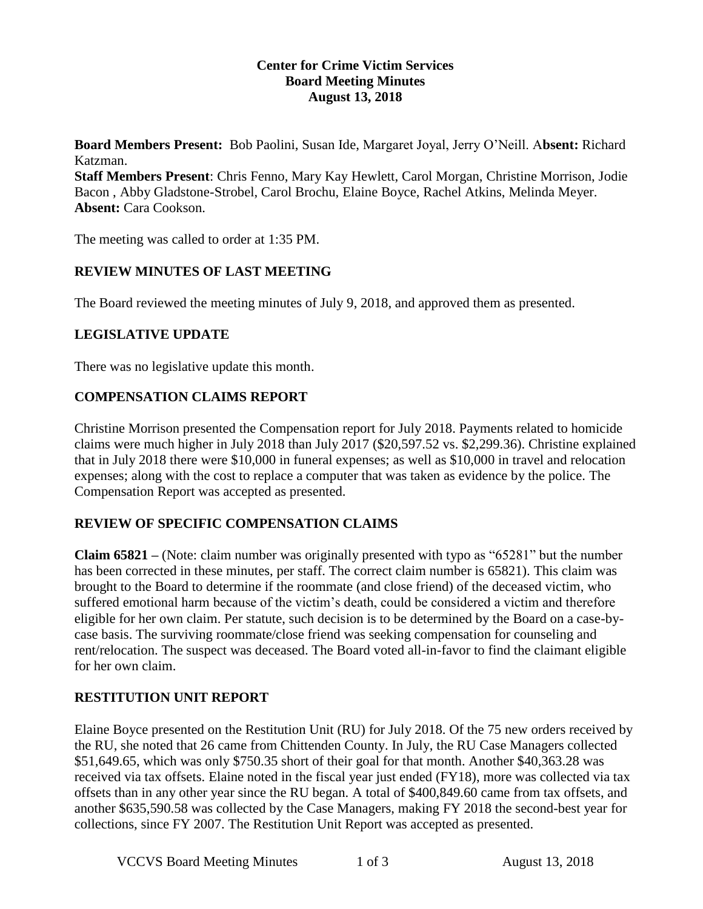**Center for Crime Victim Services**
**Board Meeting Minutes**
**August 13, 2018**

**Board Members Present:** Bob Paolini, Susan Ide, Margaret Joyal, Jerry O'Neill. A**bsent:** Richard Katzman.
**Staff Members Present**: Chris Fenno, Mary Kay Hewlett, Carol Morgan, Christine Morrison, Jodie Bacon , Abby Gladstone-Strobel, Carol Brochu, Elaine Boyce, Rachel Atkins, Melinda Meyer.
**Absent:** Cara Cookson.

The meeting was called to order at 1:35 PM.

## REVIEW MINUTES OF LAST MEETING

The Board reviewed the meeting minutes of July 9, 2018, and approved them as presented.

## LEGISLATIVE UPDATE

There was no legislative update this month.

## COMPENSATION CLAIMS REPORT

Christine Morrison presented the Compensation report for July 2018. Payments related to homicide claims were much higher in July 2018 than July 2017 ($20,597.52 vs. $2,299.36). Christine explained that in July 2018 there were $10,000 in funeral expenses; as well as $10,000 in travel and relocation expenses; along with the cost to replace a computer that was taken as evidence by the police. The Compensation Report was accepted as presented.

## REVIEW OF SPECIFIC COMPENSATION CLAIMS

**Claim 65821 –** (Note: claim number was originally presented with typo as "65281" but the number has been corrected in these minutes, per staff. The correct claim number is 65821). This claim was brought to the Board to determine if the roommate (and close friend) of the deceased victim, who suffered emotional harm because of the victim's death, could be considered a victim and therefore eligible for her own claim. Per statute, such decision is to be determined by the Board on a case-by-case basis. The surviving roommate/close friend was seeking compensation for counseling and rent/relocation. The suspect was deceased. The Board voted all-in-favor to find the claimant eligible for her own claim.

## RESTITUTION UNIT REPORT

Elaine Boyce presented on the Restitution Unit (RU) for July 2018. Of the 75 new orders received by the RU, she noted that 26 came from Chittenden County. In July, the RU Case Managers collected $51,649.65, which was only $750.35 short of their goal for that month. Another $40,363.28 was received via tax offsets. Elaine noted in the fiscal year just ended (FY18), more was collected via tax offsets than in any other year since the RU began. A total of $400,849.60 came from tax offsets, and another $635,590.58 was collected by the Case Managers, making FY 2018 the second-best year for collections, since FY 2007. The Restitution Unit Report was accepted as presented.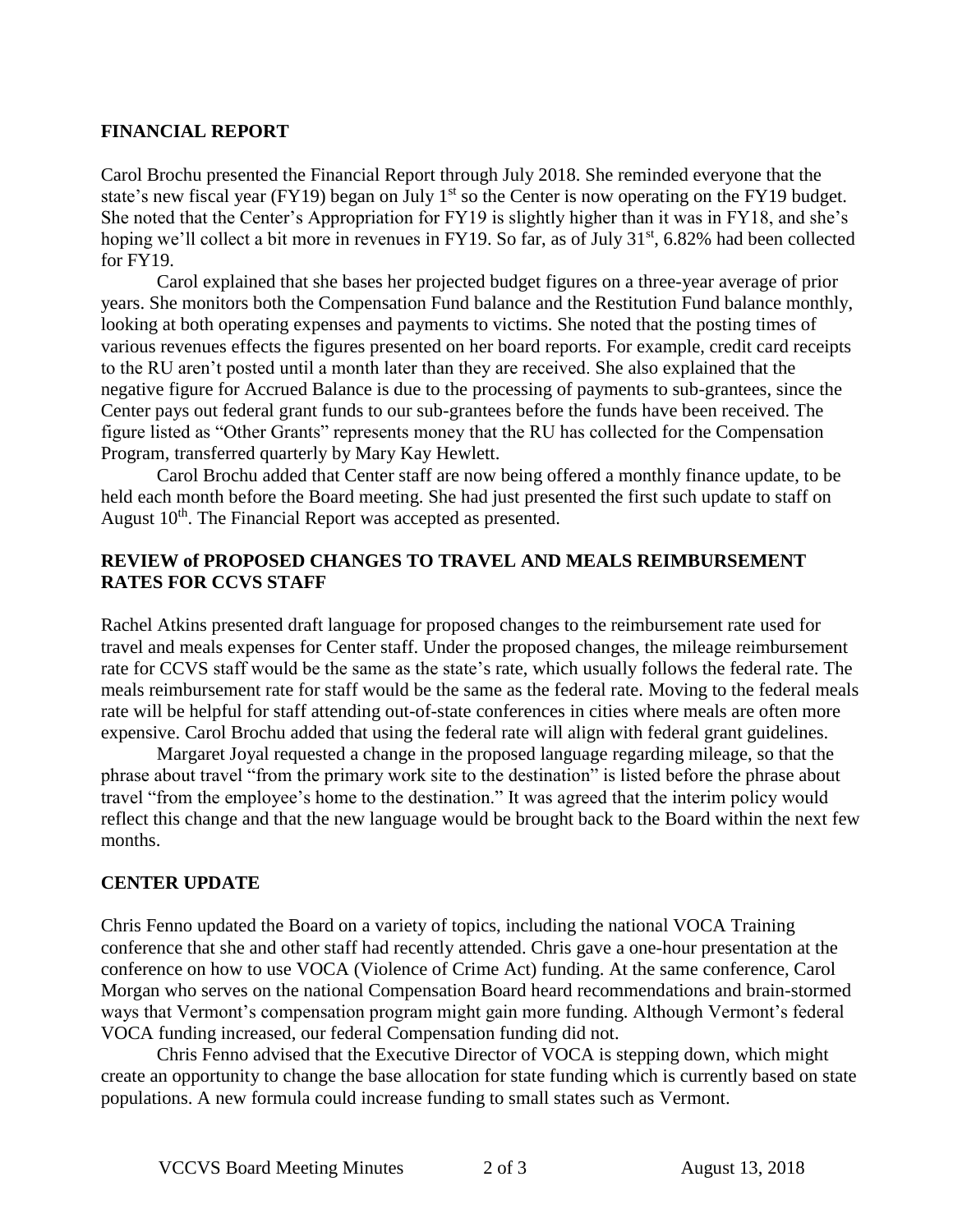## FINANCIAL REPORT

Carol Brochu presented the Financial Report through July 2018. She reminded everyone that the state's new fiscal year (FY19) began on July 1st so the Center is now operating on the FY19 budget. She noted that the Center's Appropriation for FY19 is slightly higher than it was in FY18, and she's hoping we'll collect a bit more in revenues in FY19. So far, as of July 31st, 6.82% had been collected for FY19.

Carol explained that she bases her projected budget figures on a three-year average of prior years. She monitors both the Compensation Fund balance and the Restitution Fund balance monthly, looking at both operating expenses and payments to victims. She noted that the posting times of various revenues effects the figures presented on her board reports. For example, credit card receipts to the RU aren't posted until a month later than they are received. She also explained that the negative figure for Accrued Balance is due to the processing of payments to sub-grantees, since the Center pays out federal grant funds to our sub-grantees before the funds have been received. The figure listed as "Other Grants" represents money that the RU has collected for the Compensation Program, transferred quarterly by Mary Kay Hewlett.

Carol Brochu added that Center staff are now being offered a monthly finance update, to be held each month before the Board meeting. She had just presented the first such update to staff on August 10th. The Financial Report was accepted as presented.

## REVIEW of PROPOSED CHANGES TO TRAVEL AND MEALS REIMBURSEMENT RATES FOR CCVS STAFF

Rachel Atkins presented draft language for proposed changes to the reimbursement rate used for travel and meals expenses for Center staff. Under the proposed changes, the mileage reimbursement rate for CCVS staff would be the same as the state's rate, which usually follows the federal rate. The meals reimbursement rate for staff would be the same as the federal rate. Moving to the federal meals rate will be helpful for staff attending out-of-state conferences in cities where meals are often more expensive. Carol Brochu added that using the federal rate will align with federal grant guidelines.

Margaret Joyal requested a change in the proposed language regarding mileage, so that the phrase about travel "from the primary work site to the destination" is listed before the phrase about travel "from the employee's home to the destination." It was agreed that the interim policy would reflect this change and that the new language would be brought back to the Board within the next few months.

## CENTER UPDATE

Chris Fenno updated the Board on a variety of topics, including the national VOCA Training conference that she and other staff had recently attended. Chris gave a one-hour presentation at the conference on how to use VOCA (Violence of Crime Act) funding. At the same conference, Carol Morgan who serves on the national Compensation Board heard recommendations and brain-stormed ways that Vermont's compensation program might gain more funding. Although Vermont's federal VOCA funding increased, our federal Compensation funding did not.

Chris Fenno advised that the Executive Director of VOCA is stepping down, which might create an opportunity to change the base allocation for state funding which is currently based on state populations. A new formula could increase funding to small states such as Vermont.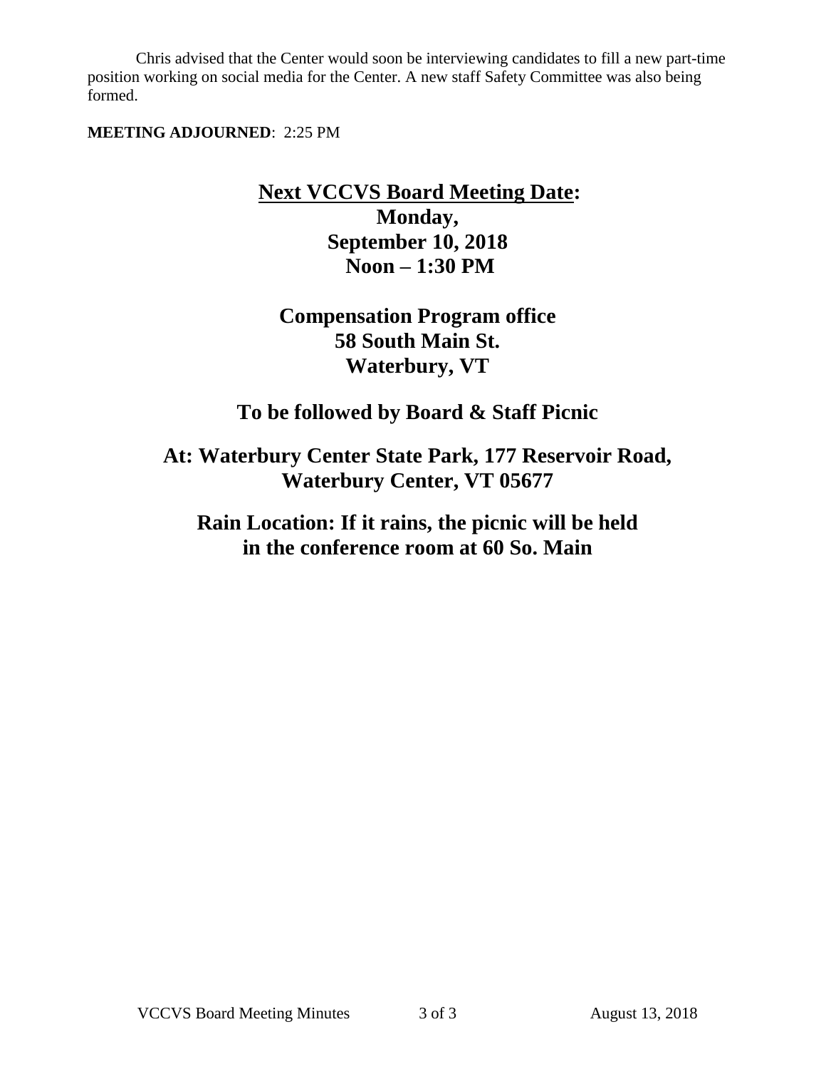Chris advised that the Center would soon be interviewing candidates to fill a new part-time position working on social media for the Center. A new staff Safety Committee was also being formed.

**MEETING ADJOURNED**: 2:25 PM

**<u>Next VCCVS Board Meeting Date</u>:**
**Monday,**
**September 10, 2018**
**Noon – 1:30 PM**

**Compensation Program office**
**58 South Main St.**
**Waterbury, VT**

**To be followed by Board & Staff Picnic**

**At: Waterbury Center State Park, 177 Reservoir Road, Waterbury Center, VT 05677**

**Rain Location: If it rains, the picnic will be held in the conference room at 60 So. Main**